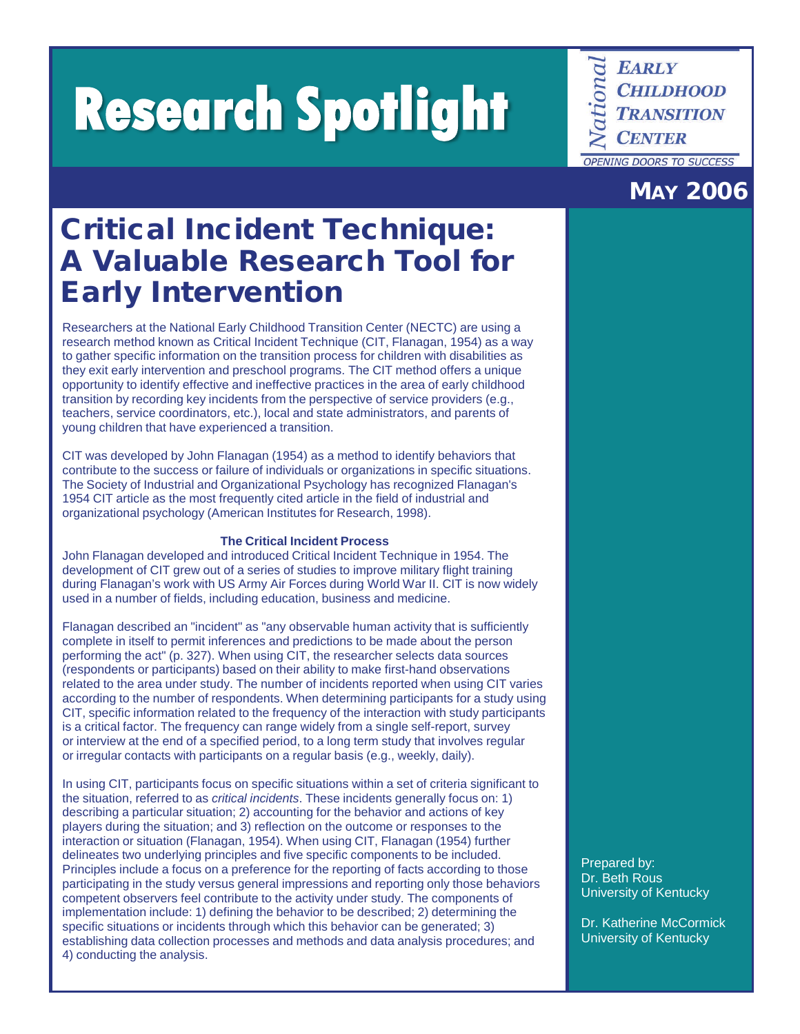# Research Spotlight

National Early Childhood Transition Center

OPENING DOORS TO SUCCESS

**MAY 2006**

# Critical Incident Technique: A Valuable Research Tool for Early Intervention

Researchers at the National Early Childhood Transition Center (NECTC) are using a research method known as Critical Incident Technique (CIT, Flanagan, 1954) as a way to gather specific information on the transition process for children with disabilities as they exit early intervention and preschool programs. The CIT method offers a unique opportunity to identify effective and ineffective practices in the area of early childhood transition by recording key incidents from the perspective of service providers (e.g., teachers, service coordinators, etc.), local and state administrators, and parents of young children that have experienced a transition.

CIT was developed by John Flanagan (1954) as a method to identify behaviors that contribute to the success or failure of individuals or organizations in specific situations. The Society of Industrial and Organizational Psychology has recognized Flanagan's 1954 CIT article as the most frequently cited article in the field of industrial and organizational psychology (American Institutes for Research, 1998).

**The Critical Incident Process**

John Flanagan developed and introduced Critical Incident Technique in 1954. The development of CIT grew out of a series of studies to improve military flight training during Flanagan's work with US Army Air Forces during World War II. CIT is now widely used in a number of fields, including education, business and medicine.

Flanagan described an "incident" as "any observable human activity that is sufficiently complete in itself to permit inferences and predictions to be made about the person performing the act" (p. 327). When using CIT, the researcher selects data sources (respondents or participants) based on their ability to make first-hand observations related to the area under study. The number of incidents reported when using CIT varies according to the number of respondents. When determining participants for a study using CIT, specific information related to the frequency of the interaction with study participants is a critical factor. The frequency can range widely from a single self-report, survey or interview at the end of a specified period, to a long term study that involves regular or irregular contacts with participants on a regular basis (e.g., weekly, daily).

In using CIT, participants focus on specific situations within a set of criteria significant to the situation, referred to as *critical incidents*. These incidents generally focus on: 1) describing a particular situation; 2) accounting for the behavior and actions of key players during the situation; and 3) reflection on the outcome or responses to the interaction or situation (Flanagan, 1954). When using CIT, Flanagan (1954) further delineates two underlying principles and five specific components to be included. Principles include a focus on a preference for the reporting of facts according to those participating in the study versus general impressions and reporting only those behaviors competent observers feel contribute to the activity under study. The components of implementation include: 1) defining the behavior to be described; 2) determining the specific situations or incidents through which this behavior can be generated; 3) establishing data collection processes and methods and data analysis procedures; and 4) conducting the analysis.

Prepared by:
Dr. Beth Rous
University of Kentucky

Dr. Katherine McCormick
University of Kentucky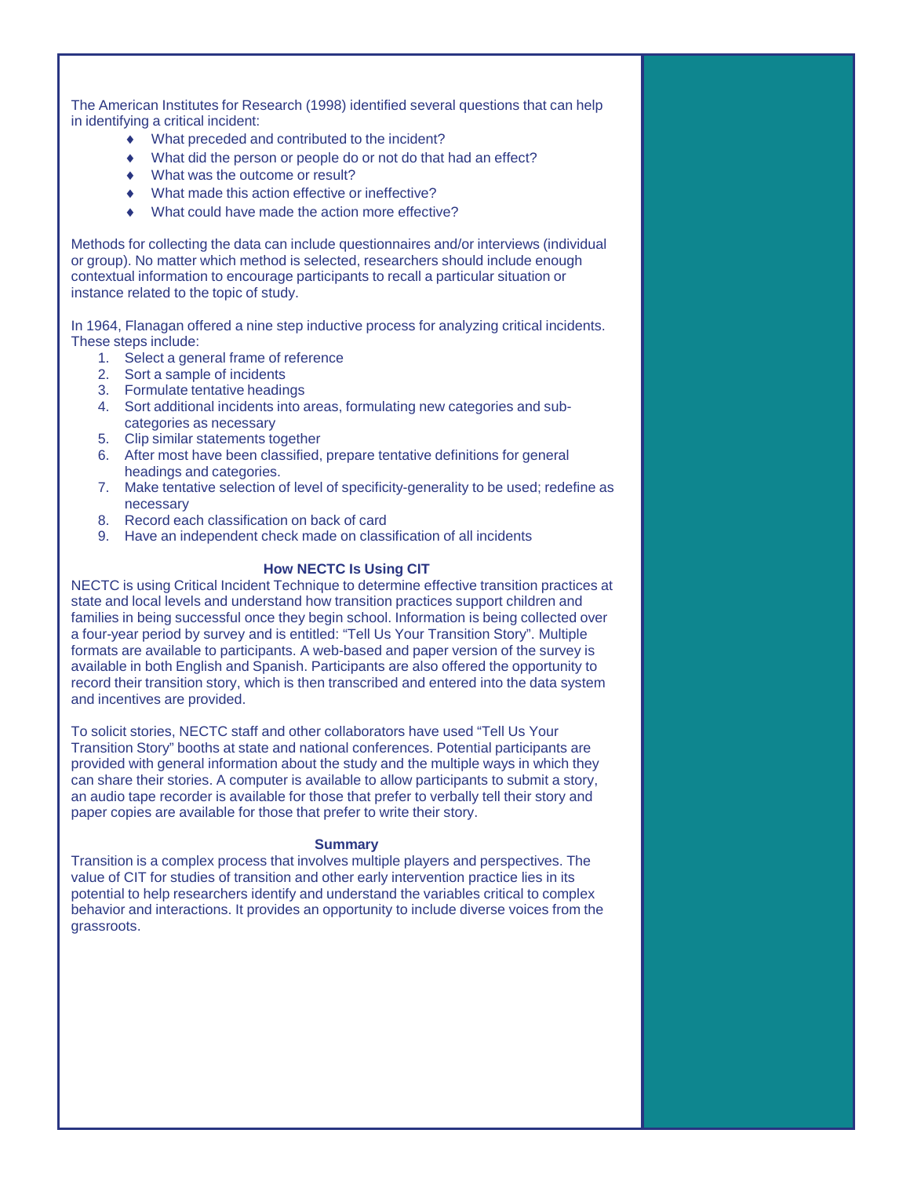The American Institutes for Research (1998) identified several questions that can help in identifying a critical incident:

- What preceded and contributed to the incident?
- What did the person or people do or not do that had an effect?
- What was the outcome or result?
- What made this action effective or ineffective?
- What could have made the action more effective?

Methods for collecting the data can include questionnaires and/or interviews (individual or group). No matter which method is selected, researchers should include enough contextual information to encourage participants to recall a particular situation or instance related to the topic of study.

In 1964, Flanagan offered a nine step inductive process for analyzing critical incidents. These steps include:

1. Select a general frame of reference
2. Sort a sample of incidents
3. Formulate tentative headings
4. Sort additional incidents into areas, formulating new categories and sub-categories as necessary
5. Clip similar statements together
6. After most have been classified, prepare tentative definitions for general headings and categories.
7. Make tentative selection of level of specificity-generality to be used; redefine as necessary
8. Record each classification on back of card
9. Have an independent check made on classification of all incidents

### How NECTC Is Using CIT

NECTC is using Critical Incident Technique to determine effective transition practices at state and local levels and understand how transition practices support children and families in being successful once they begin school. Information is being collected over a four-year period by survey and is entitled: "Tell Us Your Transition Story". Multiple formats are available to participants. A web-based and paper version of the survey is available in both English and Spanish. Participants are also offered the opportunity to record their transition story, which is then transcribed and entered into the data system and incentives are provided.

To solicit stories, NECTC staff and other collaborators have used "Tell Us Your Transition Story" booths at state and national conferences. Potential participants are provided with general information about the study and the multiple ways in which they can share their stories. A computer is available to allow participants to submit a story, an audio tape recorder is available for those that prefer to verbally tell their story and paper copies are available for those that prefer to write their story.

### Summary

Transition is a complex process that involves multiple players and perspectives. The value of CIT for studies of transition and other early intervention practice lies in its potential to help researchers identify and understand the variables critical to complex behavior and interactions. It provides an opportunity to include diverse voices from the grassroots.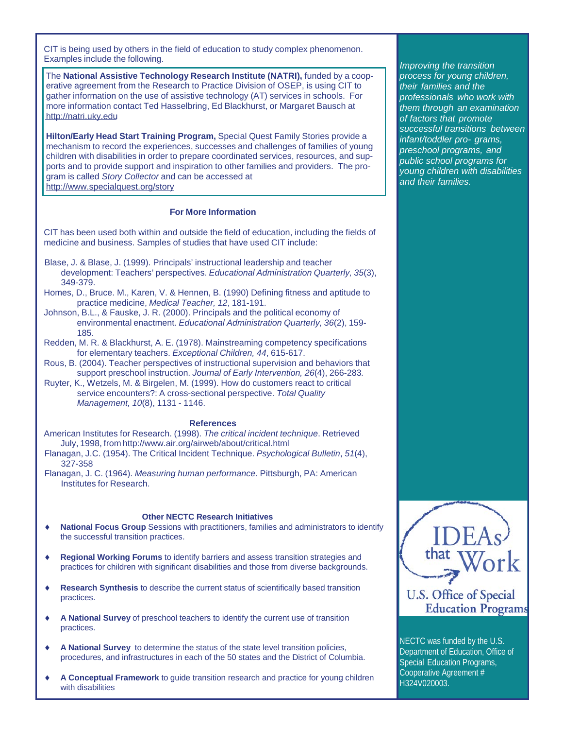CIT is being used by others in the field of education to study complex phenomenon. Examples include the following.

The **National Assistive Technology Research Institute (NATRI),** funded by a cooperative agreement from the Research to Practice Division of OSEP, is using CIT to gather information on the use of assistive technology (AT) services in schools. For more information contact Ted Hasselbring, Ed Blackhurst, or Margaret Bausch at http://natri.uky.edu

**Hilton/Early Head Start Training Program,** Special Quest Family Stories provide a mechanism to record the experiences, successes and challenges of families of young children with disabilities in order to prepare coordinated services, resources, and supports and to provide support and inspiration to other families and providers. The program is called *Story Collector* and can be accessed at http://www.specialquest.org/story

### For More Information

CIT has been used both within and outside the field of education, including the fields of medicine and business. Samples of studies that have used CIT include:

Blase, J. & Blase, J. (1999). Principals' instructional leadership and teacher development: Teachers' perspectives. *Educational Administration Quarterly, 35*(3), 349-379.

Homes, D., Bruce. M., Karen, V. & Hennen, B. (1990) Defining fitness and aptitude to practice medicine, *Medical Teacher, 12*, 181-191.

Johnson, B.L., & Fauske, J. R. (2000). Principals and the political economy of environmental enactment. *Educational Administration Quarterly, 36*(2), 159-185.

Redden, M. R. & Blackhurst, A. E. (1978). Mainstreaming competency specifications for elementary teachers. *Exceptional Children, 44*, 615-617.

Rous, B. (2004). Teacher perspectives of instructional supervision and behaviors that support preschool instruction. *Journal of Early Intervention, 26*(4), 266-283.

Ruyter, K., Wetzels, M. & Birgelen, M. (1999). How do customers react to critical service encounters?: A cross-sectional perspective. *Total Quality Management, 10*(8), 1131 - 1146.

### References

American Institutes for Research. (1998). *The critical incident technique*. Retrieved July, 1998, from http://www.air.org/airweb/about/critical.html

Flanagan, J.C. (1954). The Critical Incident Technique. *Psychological Bulletin*, *51*(4), 327-358

Flanagan, J. C. (1964). *Measuring human performance*. Pittsburgh, PA: American Institutes for Research.

### Other NECTC Research Initiatives

- **National Focus Group** Sessions with practitioners, families and administrators to identify the successful transition practices.
- **Regional Working Forums** to identify barriers and assess transition strategies and practices for children with significant disabilities and those from diverse backgrounds.
- **Research Synthesis** to describe the current status of scientifically based transition practices.
- **A National Survey** of preschool teachers to identify the current use of transition practices.
- **A National Survey** to determine the status of the state level transition policies, procedures, and infrastructures in each of the 50 states and the District of Columbia.
- **A Conceptual Framework** to guide transition research and practice for young children with disabilities

*Improving the transition process for young children, their families and the professionals who work with them through an examination of factors that promote successful transitions between infant/toddler programs, preschool programs, and public school programs for young children with disabilities and their families.*

IDEAs that Work

U.S. Office of Special Education Programs

NECTC was funded by the U.S. Department of Education, Office of Special Education Programs, Cooperative Agreement # H324V020003.